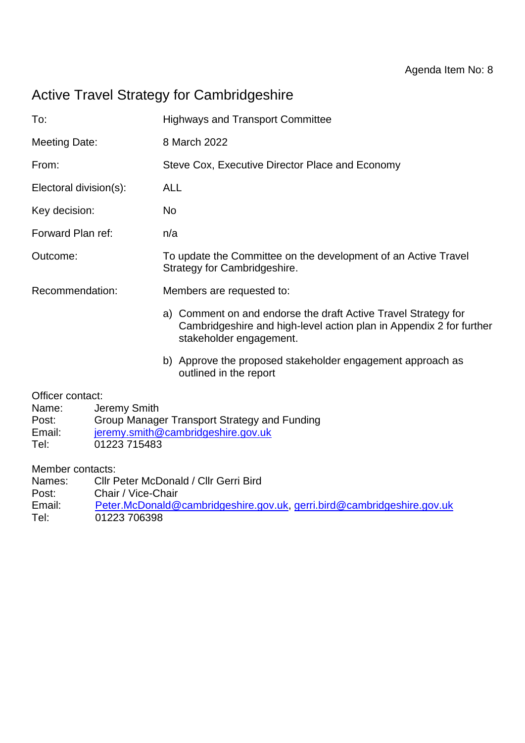Agenda Item No: 8

# Active Travel Strategy for Cambridgeshire

| | |
|---|---|
| To: | Highways and Transport Committee |
| Meeting Date: | 8 March 2022 |
| From: | Steve Cox, Executive Director Place and Economy |
| Electoral division(s): | ALL |
| Key decision: | No |
| Forward Plan ref: | n/a |
| Outcome: | To update the Committee on the development of an Active Travel Strategy for Cambridgeshire. |
| Recommendation: | Members are requested to:<br>a) Comment on and endorse the draft Active Travel Strategy for Cambridgeshire and high-level action plan in Appendix 2 for further stakeholder engagement.<br>b) Approve the proposed stakeholder engagement approach as outlined in the report |

Officer contact:
Name: Jeremy Smith
Post: Group Manager Transport Strategy and Funding
Email: jeremy.smith@cambridgeshire.gov.uk
Tel: 01223 715483

Member contacts:
Names: Cllr Peter McDonald / Cllr Gerri Bird
Post: Chair / Vice-Chair
Email: Peter.McDonald@cambridgeshire.gov.uk, gerri.bird@cambridgeshire.gov.uk
Tel: 01223 706398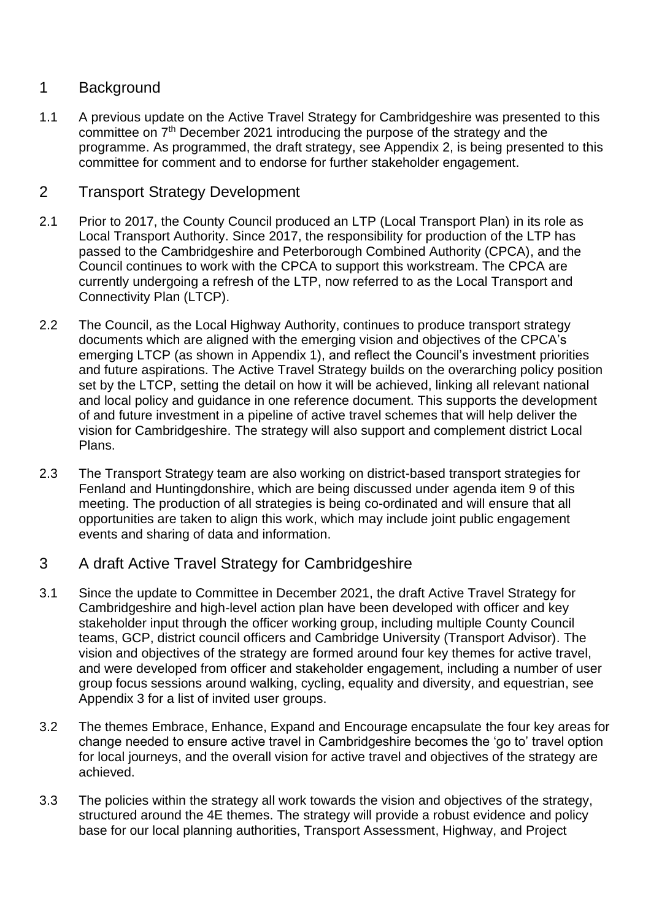## 1 Background

1.1 A previous update on the Active Travel Strategy for Cambridgeshire was presented to this committee on 7th December 2021 introducing the purpose of the strategy and the programme. As programmed, the draft strategy, see Appendix 2, is being presented to this committee for comment and to endorse for further stakeholder engagement.

## 2 Transport Strategy Development

2.1 Prior to 2017, the County Council produced an LTP (Local Transport Plan) in its role as Local Transport Authority. Since 2017, the responsibility for production of the LTP has passed to the Cambridgeshire and Peterborough Combined Authority (CPCA), and the Council continues to work with the CPCA to support this workstream. The CPCA are currently undergoing a refresh of the LTP, now referred to as the Local Transport and Connectivity Plan (LTCP).

2.2 The Council, as the Local Highway Authority, continues to produce transport strategy documents which are aligned with the emerging vision and objectives of the CPCA's emerging LTCP (as shown in Appendix 1), and reflect the Council's investment priorities and future aspirations. The Active Travel Strategy builds on the overarching policy position set by the LTCP, setting the detail on how it will be achieved, linking all relevant national and local policy and guidance in one reference document. This supports the development of and future investment in a pipeline of active travel schemes that will help deliver the vision for Cambridgeshire. The strategy will also support and complement district Local Plans.

2.3 The Transport Strategy team are also working on district-based transport strategies for Fenland and Huntingdonshire, which are being discussed under agenda item 9 of this meeting. The production of all strategies is being co-ordinated and will ensure that all opportunities are taken to align this work, which may include joint public engagement events and sharing of data and information.

## 3 A draft Active Travel Strategy for Cambridgeshire

3.1 Since the update to Committee in December 2021, the draft Active Travel Strategy for Cambridgeshire and high-level action plan have been developed with officer and key stakeholder input through the officer working group, including multiple County Council teams, GCP, district council officers and Cambridge University (Transport Advisor). The vision and objectives of the strategy are formed around four key themes for active travel, and were developed from officer and stakeholder engagement, including a number of user group focus sessions around walking, cycling, equality and diversity, and equestrian, see Appendix 3 for a list of invited user groups.

3.2 The themes Embrace, Enhance, Expand and Encourage encapsulate the four key areas for change needed to ensure active travel in Cambridgeshire becomes the 'go to' travel option for local journeys, and the overall vision for active travel and objectives of the strategy are achieved.

3.3 The policies within the strategy all work towards the vision and objectives of the strategy, structured around the 4E themes. The strategy will provide a robust evidence and policy base for our local planning authorities, Transport Assessment, Highway, and Project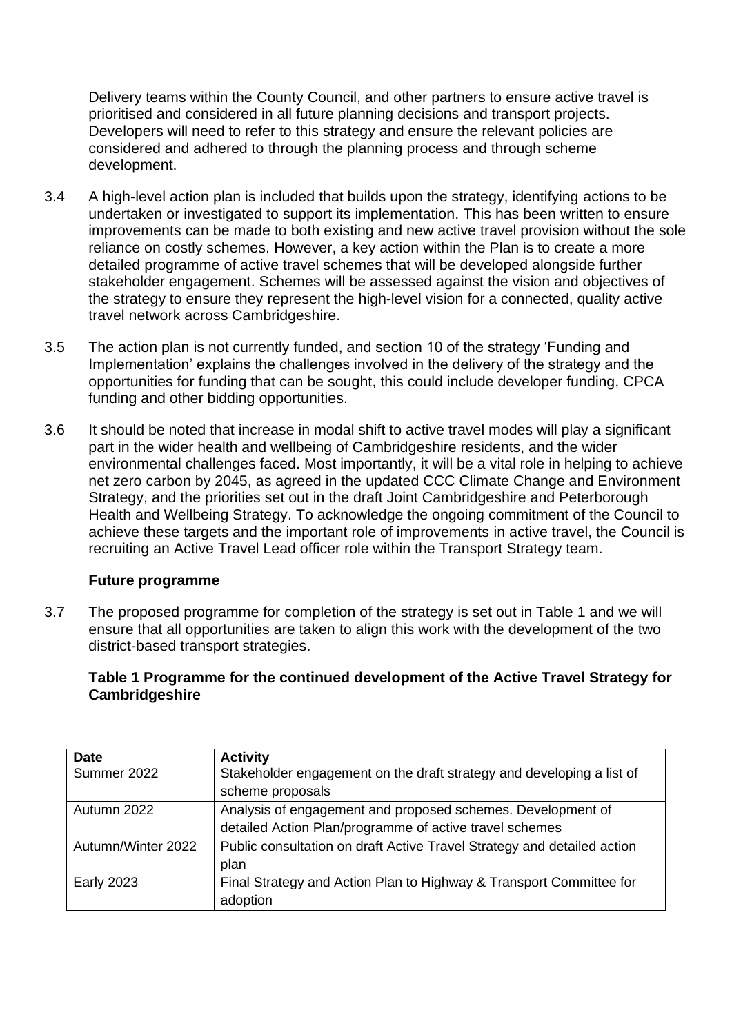Delivery teams within the County Council, and other partners to ensure active travel is prioritised and considered in all future planning decisions and transport projects. Developers will need to refer to this strategy and ensure the relevant policies are considered and adhered to through the planning process and through scheme development.

3.4 A high-level action plan is included that builds upon the strategy, identifying actions to be undertaken or investigated to support its implementation. This has been written to ensure improvements can be made to both existing and new active travel provision without the sole reliance on costly schemes. However, a key action within the Plan is to create a more detailed programme of active travel schemes that will be developed alongside further stakeholder engagement. Schemes will be assessed against the vision and objectives of the strategy to ensure they represent the high-level vision for a connected, quality active travel network across Cambridgeshire.

3.5 The action plan is not currently funded, and section 10 of the strategy 'Funding and Implementation' explains the challenges involved in the delivery of the strategy and the opportunities for funding that can be sought, this could include developer funding, CPCA funding and other bidding opportunities.

3.6 It should be noted that increase in modal shift to active travel modes will play a significant part in the wider health and wellbeing of Cambridgeshire residents, and the wider environmental challenges faced. Most importantly, it will be a vital role in helping to achieve net zero carbon by 2045, as agreed in the updated CCC Climate Change and Environment Strategy, and the priorities set out in the draft Joint Cambridgeshire and Peterborough Health and Wellbeing Strategy. To acknowledge the ongoing commitment of the Council to achieve these targets and the important role of improvements in active travel, the Council is recruiting an Active Travel Lead officer role within the Transport Strategy team.

**Future programme**

3.7 The proposed programme for completion of the strategy is set out in Table 1 and we will ensure that all opportunities are taken to align this work with the development of the two district-based transport strategies.

**Table 1 Programme for the continued development of the Active Travel Strategy for Cambridgeshire**

| Date | Activity |
|---|---|
| Summer 2022 | Stakeholder engagement on the draft strategy and developing a list of scheme proposals |
| Autumn 2022 | Analysis of engagement and proposed schemes. Development of detailed Action Plan/programme of active travel schemes |
| Autumn/Winter 2022 | Public consultation on draft Active Travel Strategy and detailed action plan |
| Early 2023 | Final Strategy and Action Plan to Highway & Transport Committee for adoption |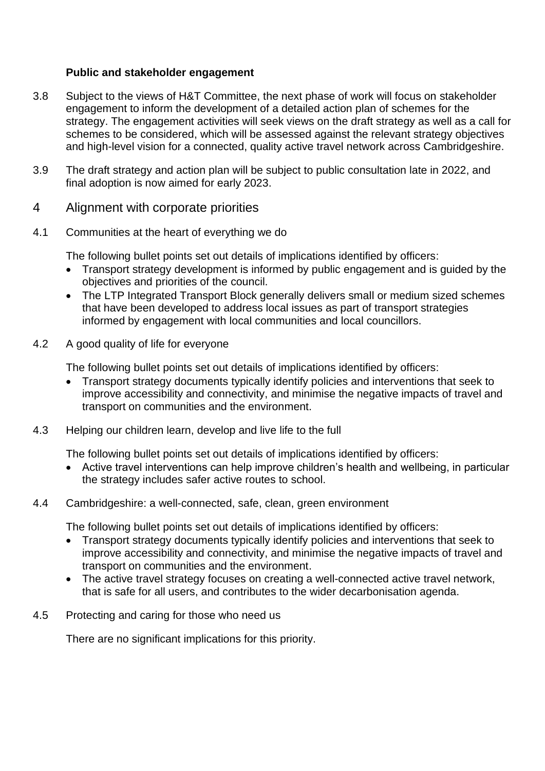**Public and stakeholder engagement**

3.8 Subject to the views of H&T Committee, the next phase of work will focus on stakeholder engagement to inform the development of a detailed action plan of schemes for the strategy. The engagement activities will seek views on the draft strategy as well as a call for schemes to be considered, which will be assessed against the relevant strategy objectives and high-level vision for a connected, quality active travel network across Cambridgeshire.

3.9 The draft strategy and action plan will be subject to public consultation late in 2022, and final adoption is now aimed for early 2023.

## 4 Alignment with corporate priorities

4.1 Communities at the heart of everything we do

The following bullet points set out details of implications identified by officers:

- Transport strategy development is informed by public engagement and is guided by the objectives and priorities of the council.
- The LTP Integrated Transport Block generally delivers small or medium sized schemes that have been developed to address local issues as part of transport strategies informed by engagement with local communities and local councillors.

4.2 A good quality of life for everyone

The following bullet points set out details of implications identified by officers:

- Transport strategy documents typically identify policies and interventions that seek to improve accessibility and connectivity, and minimise the negative impacts of travel and transport on communities and the environment.

4.3 Helping our children learn, develop and live life to the full

The following bullet points set out details of implications identified by officers:

- Active travel interventions can help improve children's health and wellbeing, in particular the strategy includes safer active routes to school.

4.4 Cambridgeshire: a well-connected, safe, clean, green environment

The following bullet points set out details of implications identified by officers:

- Transport strategy documents typically identify policies and interventions that seek to improve accessibility and connectivity, and minimise the negative impacts of travel and transport on communities and the environment.
- The active travel strategy focuses on creating a well-connected active travel network, that is safe for all users, and contributes to the wider decarbonisation agenda.

4.5 Protecting and caring for those who need us

There are no significant implications for this priority.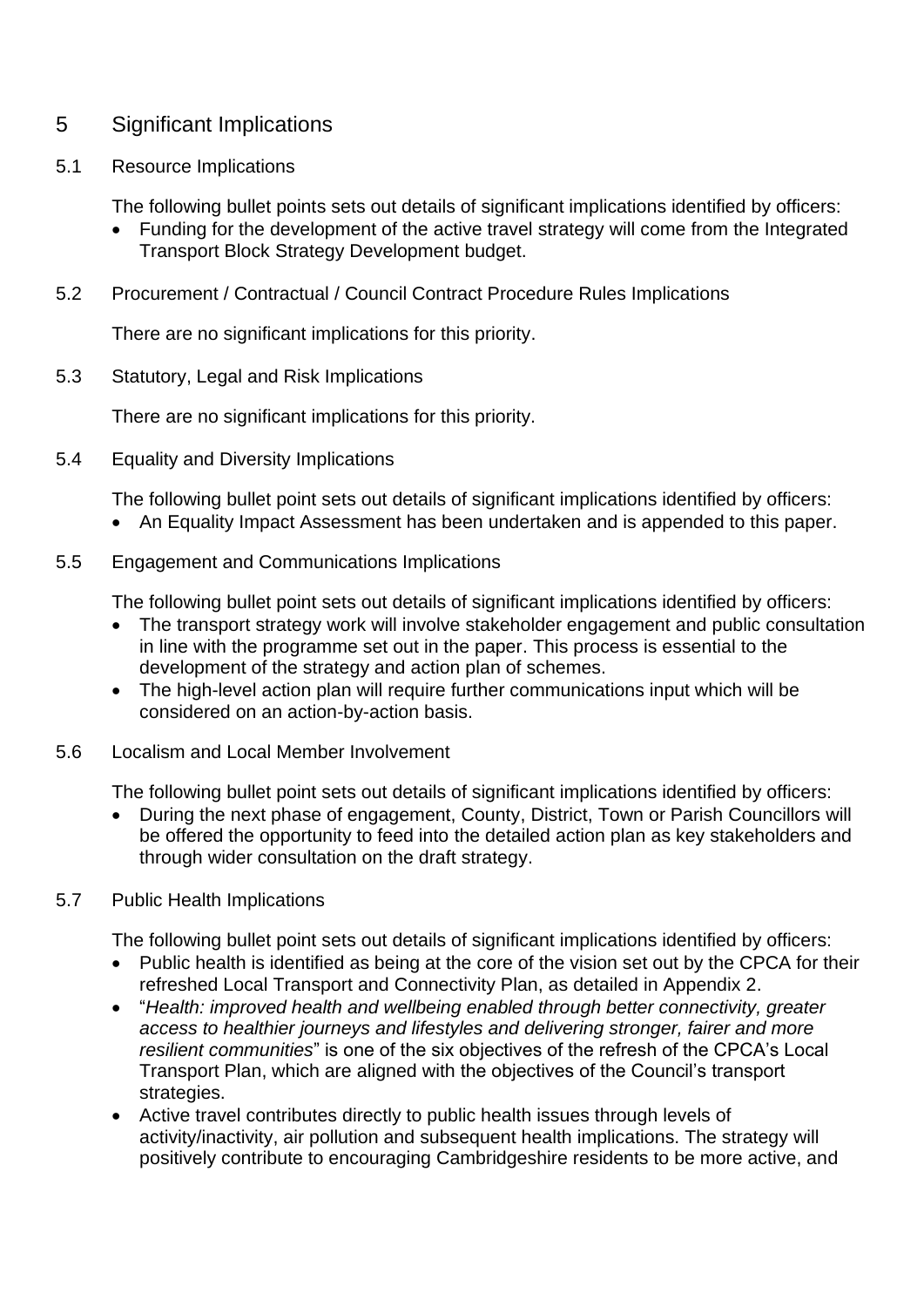## 5 Significant Implications

### 5.1 Resource Implications

The following bullet points sets out details of significant implications identified by officers:

- Funding for the development of the active travel strategy will come from the Integrated Transport Block Strategy Development budget.

### 5.2 Procurement / Contractual / Council Contract Procedure Rules Implications

There are no significant implications for this priority.

### 5.3 Statutory, Legal and Risk Implications

There are no significant implications for this priority.

### 5.4 Equality and Diversity Implications

The following bullet point sets out details of significant implications identified by officers:

- An Equality Impact Assessment has been undertaken and is appended to this paper.

### 5.5 Engagement and Communications Implications

The following bullet point sets out details of significant implications identified by officers:

- The transport strategy work will involve stakeholder engagement and public consultation in line with the programme set out in the paper. This process is essential to the development of the strategy and action plan of schemes.
- The high-level action plan will require further communications input which will be considered on an action-by-action basis.

### 5.6 Localism and Local Member Involvement

The following bullet point sets out details of significant implications identified by officers:

- During the next phase of engagement, County, District, Town or Parish Councillors will be offered the opportunity to feed into the detailed action plan as key stakeholders and through wider consultation on the draft strategy.

### 5.7 Public Health Implications

The following bullet point sets out details of significant implications identified by officers:

- Public health is identified as being at the core of the vision set out by the CPCA for their refreshed Local Transport and Connectivity Plan, as detailed in Appendix 2.
- "*Health: improved health and wellbeing enabled through better connectivity, greater access to healthier journeys and lifestyles and delivering stronger, fairer and more resilient communities*" is one of the six objectives of the refresh of the CPCA's Local Transport Plan, which are aligned with the objectives of the Council's transport strategies.
- Active travel contributes directly to public health issues through levels of activity/inactivity, air pollution and subsequent health implications. The strategy will positively contribute to encouraging Cambridgeshire residents to be more active, and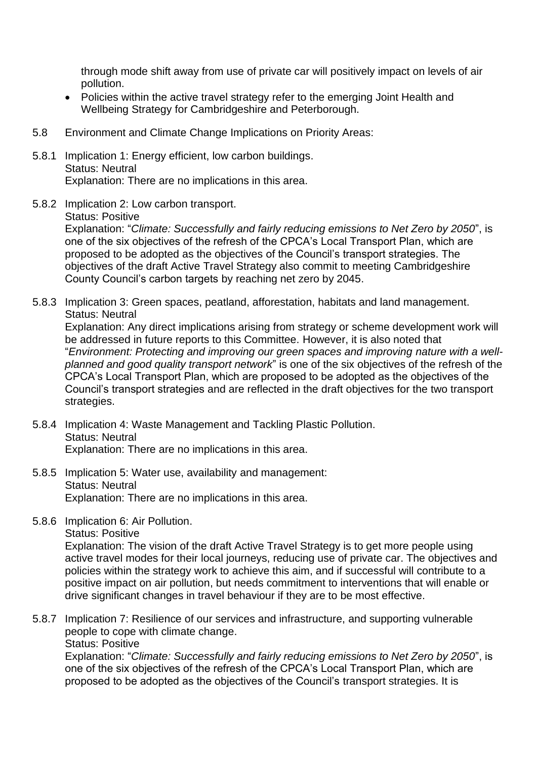through mode shift away from use of private car will positively impact on levels of air pollution.

- Policies within the active travel strategy refer to the emerging Joint Health and Wellbeing Strategy for Cambridgeshire and Peterborough.

5.8 Environment and Climate Change Implications on Priority Areas:

5.8.1 Implication 1: Energy efficient, low carbon buildings.
Status: Neutral
Explanation: There are no implications in this area.

5.8.2 Implication 2: Low carbon transport.
Status: Positive
Explanation: "*Climate: Successfully and fairly reducing emissions to Net Zero by 2050*", is one of the six objectives of the refresh of the CPCA's Local Transport Plan, which are proposed to be adopted as the objectives of the Council's transport strategies. The objectives of the draft Active Travel Strategy also commit to meeting Cambridgeshire County Council's carbon targets by reaching net zero by 2045.

5.8.3 Implication 3: Green spaces, peatland, afforestation, habitats and land management.
Status: Neutral
Explanation: Any direct implications arising from strategy or scheme development work will be addressed in future reports to this Committee. However, it is also noted that "*Environment: Protecting and improving our green spaces and improving nature with a well-planned and good quality transport network*" is one of the six objectives of the refresh of the CPCA's Local Transport Plan, which are proposed to be adopted as the objectives of the Council's transport strategies and are reflected in the draft objectives for the two transport strategies.

5.8.4 Implication 4: Waste Management and Tackling Plastic Pollution.
Status: Neutral
Explanation: There are no implications in this area.

5.8.5 Implication 5: Water use, availability and management:
Status: Neutral
Explanation: There are no implications in this area.

5.8.6 Implication 6: Air Pollution.
Status: Positive
Explanation: The vision of the draft Active Travel Strategy is to get more people using active travel modes for their local journeys, reducing use of private car. The objectives and policies within the strategy work to achieve this aim, and if successful will contribute to a positive impact on air pollution, but needs commitment to interventions that will enable or drive significant changes in travel behaviour if they are to be most effective.

5.8.7 Implication 7: Resilience of our services and infrastructure, and supporting vulnerable people to cope with climate change.
Status: Positive
Explanation: "*Climate: Successfully and fairly reducing emissions to Net Zero by 2050*", is one of the six objectives of the refresh of the CPCA's Local Transport Plan, which are proposed to be adopted as the objectives of the Council's transport strategies. It is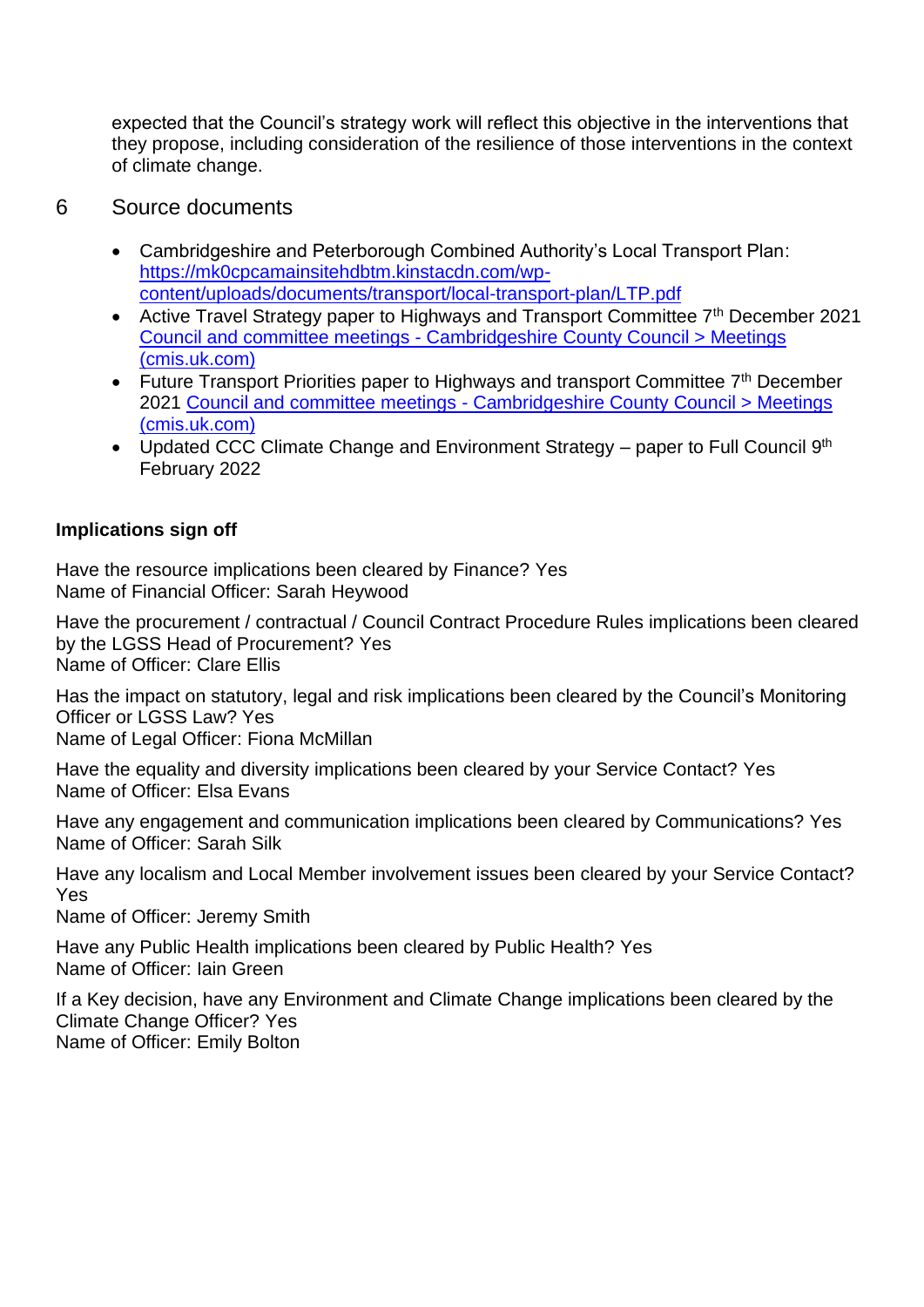expected that the Council's strategy work will reflect this objective in the interventions that they propose, including consideration of the resilience of those interventions in the context of climate change.

## 6 Source documents

- Cambridgeshire and Peterborough Combined Authority's Local Transport Plan: [https://mk0cpcamainsitehdbtm.kinstacdn.com/wp-content/uploads/documents/transport/local-transport-plan/LTP.pdf](https://mk0cpcamainsitehdbtm.kinstacdn.com/wp-content/uploads/documents/transport/local-transport-plan/LTP.pdf)
- Active Travel Strategy paper to Highways and Transport Committee 7th December 2021 Council and committee meetings - Cambridgeshire County Council > Meetings (cmis.uk.com)
- Future Transport Priorities paper to Highways and transport Committee 7th December 2021 Council and committee meetings - Cambridgeshire County Council > Meetings (cmis.uk.com)
- Updated CCC Climate Change and Environment Strategy – paper to Full Council 9th February 2022

**Implications sign off**

Have the resource implications been cleared by Finance? Yes
Name of Financial Officer: Sarah Heywood

Have the procurement / contractual / Council Contract Procedure Rules implications been cleared by the LGSS Head of Procurement? Yes
Name of Officer: Clare Ellis

Has the impact on statutory, legal and risk implications been cleared by the Council's Monitoring Officer or LGSS Law? Yes
Name of Legal Officer: Fiona McMillan

Have the equality and diversity implications been cleared by your Service Contact? Yes
Name of Officer: Elsa Evans

Have any engagement and communication implications been cleared by Communications? Yes
Name of Officer: Sarah Silk

Have any localism and Local Member involvement issues been cleared by your Service Contact? Yes
Name of Officer: Jeremy Smith

Have any Public Health implications been cleared by Public Health? Yes
Name of Officer: Iain Green

If a Key decision, have any Environment and Climate Change implications been cleared by the Climate Change Officer? Yes
Name of Officer: Emily Bolton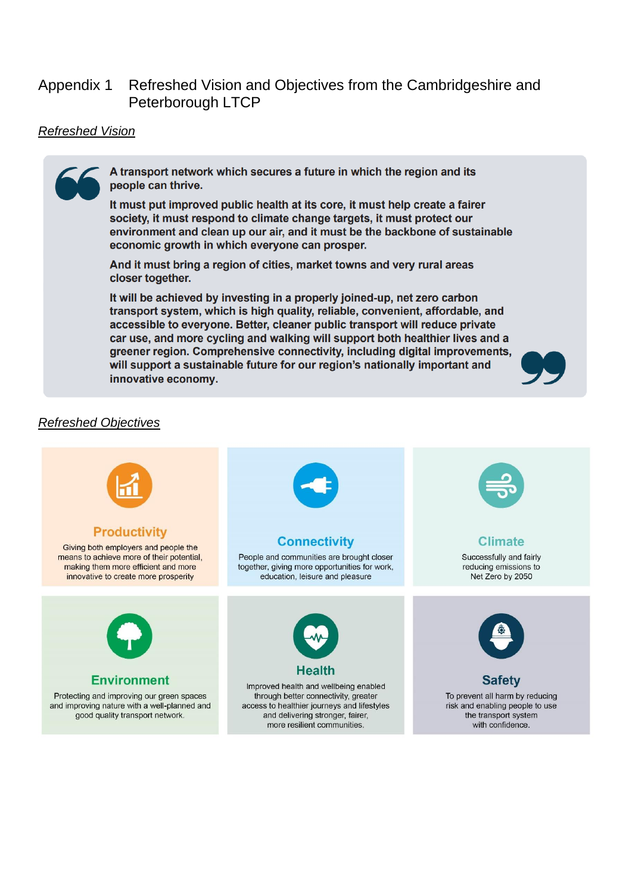# Appendix 1 Refreshed Vision and Objectives from the Cambridgeshire and Peterborough LTCP

*Refreshed Vision*

> **A transport network which secures a future in which the region and its people can thrive.**
>
> **It must put improved public health at its core, it must help create a fairer society, it must respond to climate change targets, it must protect our environment and clean up our air, and it must be the backbone of sustainable economic growth in which everyone can prosper.**
>
> **And it must bring a region of cities, market towns and very rural areas closer together.**
>
> **It will be achieved by investing in a properly joined-up, net zero carbon transport system, which is high quality, reliable, convenient, affordable, and accessible to everyone. Better, cleaner public transport will reduce private car use, and more cycling and walking will support both healthier lives and a greener region. Comprehensive connectivity, including digital improvements, will support a sustainable future for our region's nationally important and innovative economy.**

*Refreshed Objectives*

**Productivity**

Giving both employers and people the means to achieve more of their potential, making them more efficient and more innovative to create more prosperity

**Connectivity**

People and communities are brought closer together, giving more opportunities for work, education, leisure and pleasure

**Climate**

Successfully and fairly reducing emissions to Net Zero by 2050

**Environment**

Protecting and improving our green spaces and improving nature with a well-planned and good quality transport network.

**Health**

Improved health and wellbeing enabled through better connectivity, greater access to healthier journeys and lifestyles and delivering stronger, fairer, more resilient communities.

**Safety**

To prevent all harm by reducing risk and enabling people to use the transport system with confidence.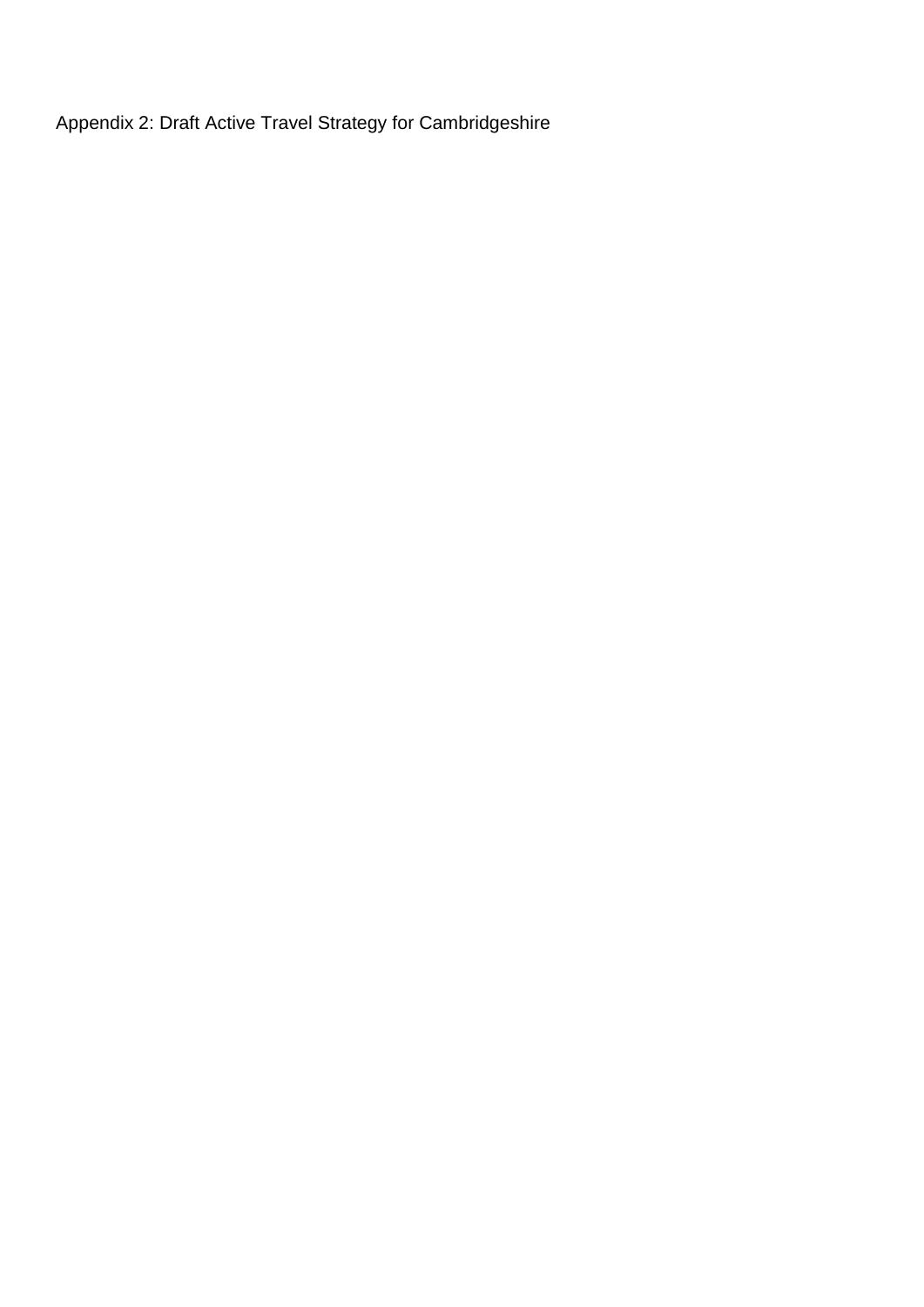Appendix 2: Draft Active Travel Strategy for Cambridgeshire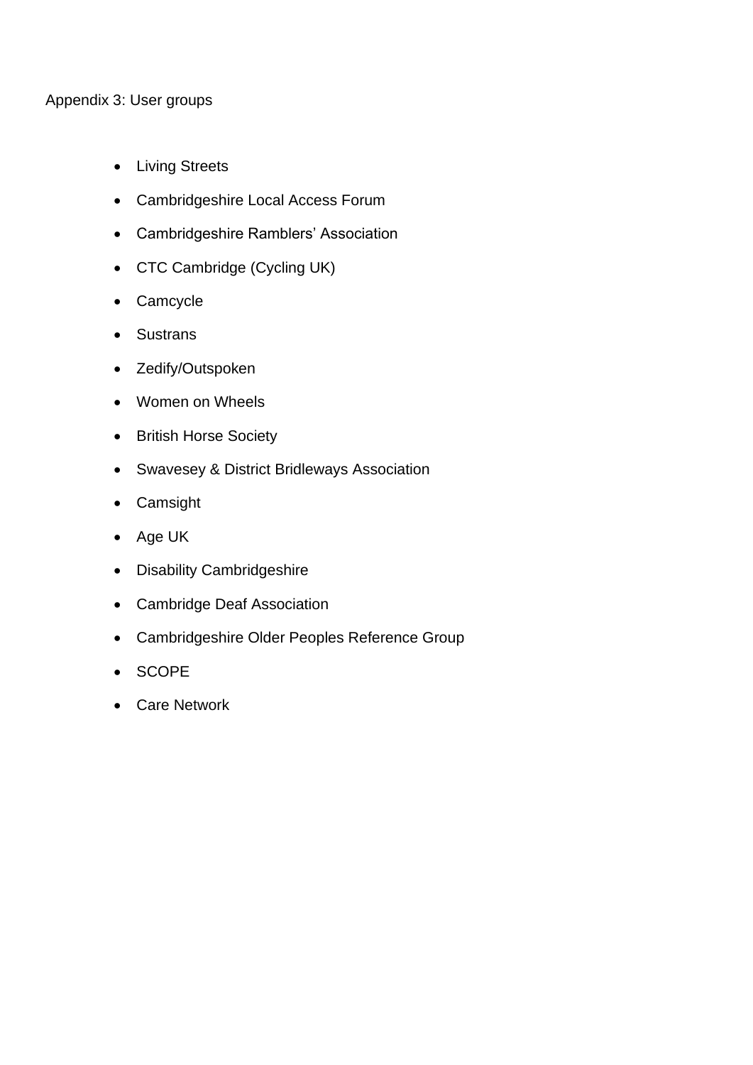Appendix 3: User groups

- Living Streets
- Cambridgeshire Local Access Forum
- Cambridgeshire Ramblers' Association
- CTC Cambridge (Cycling UK)
- Camcycle
- Sustrans
- Zedify/Outspoken
- Women on Wheels
- British Horse Society
- Swavesey & District Bridleways Association
- Camsight
- Age UK
- Disability Cambridgeshire
- Cambridge Deaf Association
- Cambridgeshire Older Peoples Reference Group
- SCOPE
- Care Network